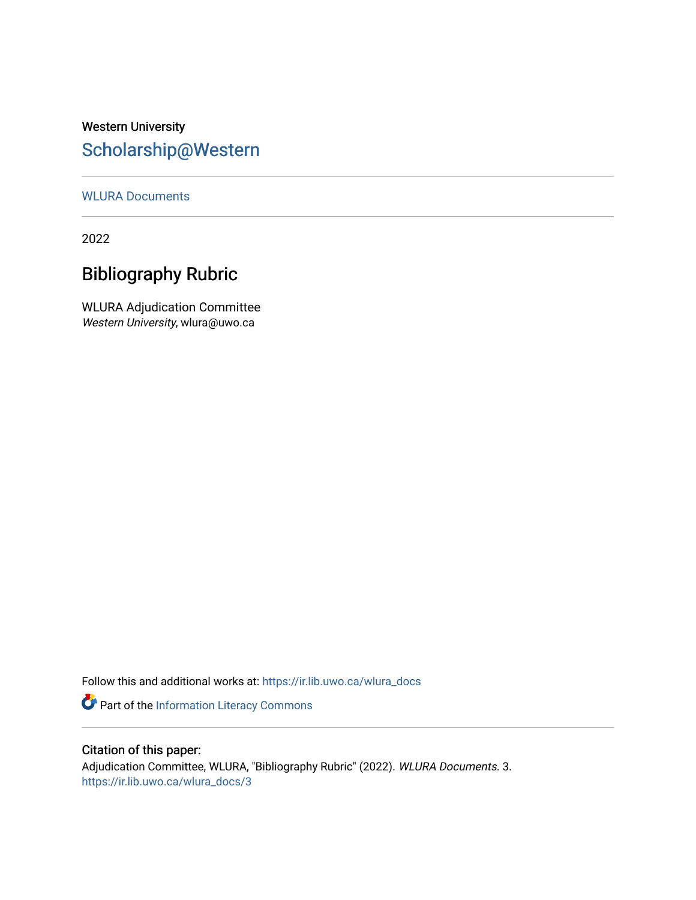Western University

## Scholarship@Western

WLURA Documents

2022

# Bibliography Rubric

WLURA Adjudication Committee
*Western University*, wlura@uwo.ca

Follow this and additional works at: https://ir.lib.uwo.ca/wlura_docs

Part of the Information Literacy Commons

Citation of this paper:

Adjudication Committee, WLURA, "Bibliography Rubric" (2022). *WLURA Documents*. 3.
https://ir.lib.uwo.ca/wlura_docs/3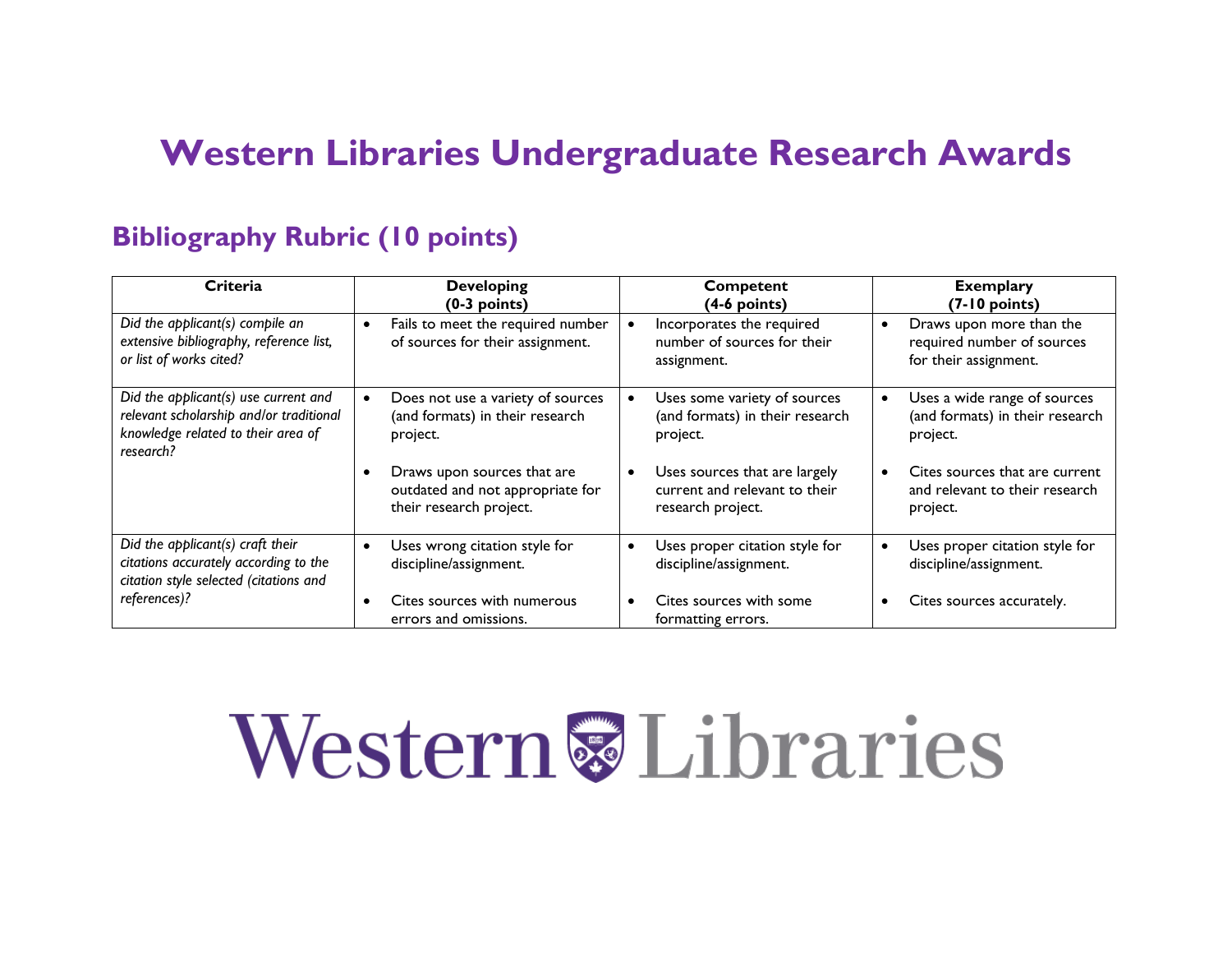# Western Libraries Undergraduate Research Awards

## Bibliography Rubric (10 points)

| **Criteria** | **Developing (0-3 points)** | **Competent (4-6 points)** | **Exemplary (7-10 points)** |
|---|---|---|---|
| *Did the applicant(s) compile an extensive bibliography, reference list, or list of works cited?* | • Fails to meet the required number of sources for their assignment. | • Incorporates the required number of sources for their assignment. | • Draws upon more than the required number of sources for their assignment. |
| *Did the applicant(s) use current and relevant scholarship and/or traditional knowledge related to their area of research?* | • Does not use a variety of sources (and formats) in their research project.<br><br>• Draws upon sources that are outdated and not appropriate for their research project. | • Uses some variety of sources (and formats) in their research project.<br><br>• Uses sources that are largely current and relevant to their research project. | • Uses a wide range of sources (and formats) in their research project.<br><br>• Cites sources that are current and relevant to their research project. |
| *Did the applicant(s) craft their citations accurately according to the citation style selected (citations and references)?* | • Uses wrong citation style for discipline/assignment.<br><br>• Cites sources with numerous errors and omissions. | • Uses proper citation style for discipline/assignment.<br><br>• Cites sources with some formatting errors. | • Uses proper citation style for discipline/assignment.<br><br>• Cites sources accurately. |

Western Libraries